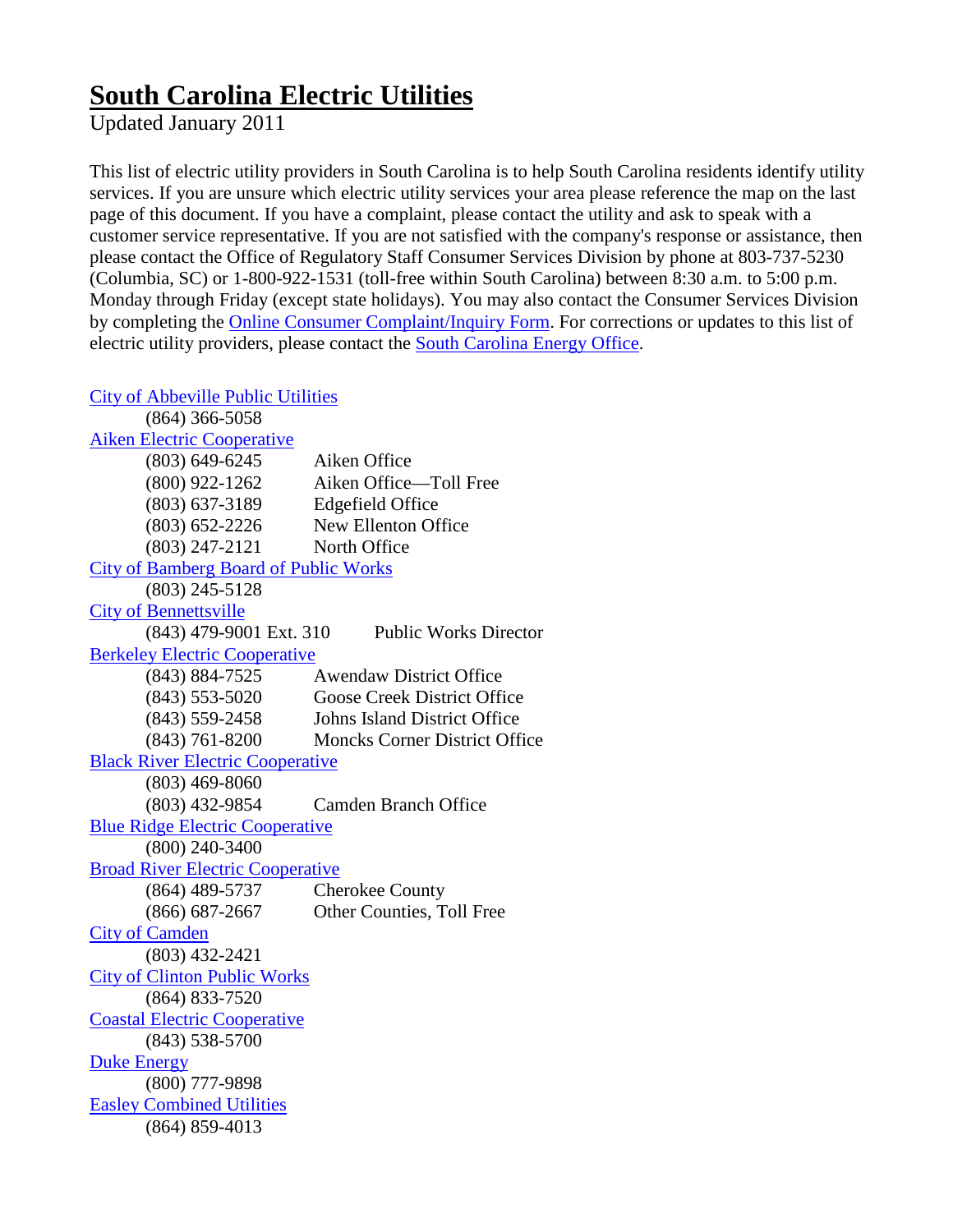# South Carolina Electric Utilities

Updated January 2011

This list of electric utility providers in South Carolina is to help South Carolina residents identify utility services. If you are unsure which electric utility services your area please reference the map on the last page of this document. If you have a complaint, please contact the utility and ask to speak with a customer service representative. If you are not satisfied with the company's response or assistance, then please contact the Office of Regulatory Staff Consumer Services Division by phone at 803-737-5230 (Columbia, SC) or 1-800-922-1531 (toll-free within South Carolina) between 8:30 a.m. to 5:00 p.m. Monday through Friday (except state holidays). You may also contact the Consumer Services Division by completing the Online Consumer Complaint/Inquiry Form. For corrections or updates to this list of electric utility providers, please contact the South Carolina Energy Office.

City of Abbeville Public Utilities
- (864) 366-5058

Aiken Electric Cooperative
- (803) 649-6245 Aiken Office
- (800) 922-1262 Aiken Office—Toll Free
- (803) 637-3189 Edgefield Office
- (803) 652-2226 New Ellenton Office
- (803) 247-2121 North Office

City of Bamberg Board of Public Works
- (803) 245-5128

City of Bennettsville
- (843) 479-9001 Ext. 310 Public Works Director

Berkeley Electric Cooperative
- (843) 884-7525 Awendaw District Office
- (843) 553-5020 Goose Creek District Office
- (843) 559-2458 Johns Island District Office
- (843) 761-8200 Moncks Corner District Office

Black River Electric Cooperative
- (803) 469-8060
- (803) 432-9854 Camden Branch Office

Blue Ridge Electric Cooperative
- (800) 240-3400

Broad River Electric Cooperative
- (864) 489-5737 Cherokee County
- (866) 687-2667 Other Counties, Toll Free

City of Camden
- (803) 432-2421

City of Clinton Public Works
- (864) 833-7520

Coastal Electric Cooperative
- (843) 538-5700

Duke Energy
- (800) 777-9898

Easley Combined Utilities
- (864) 859-4013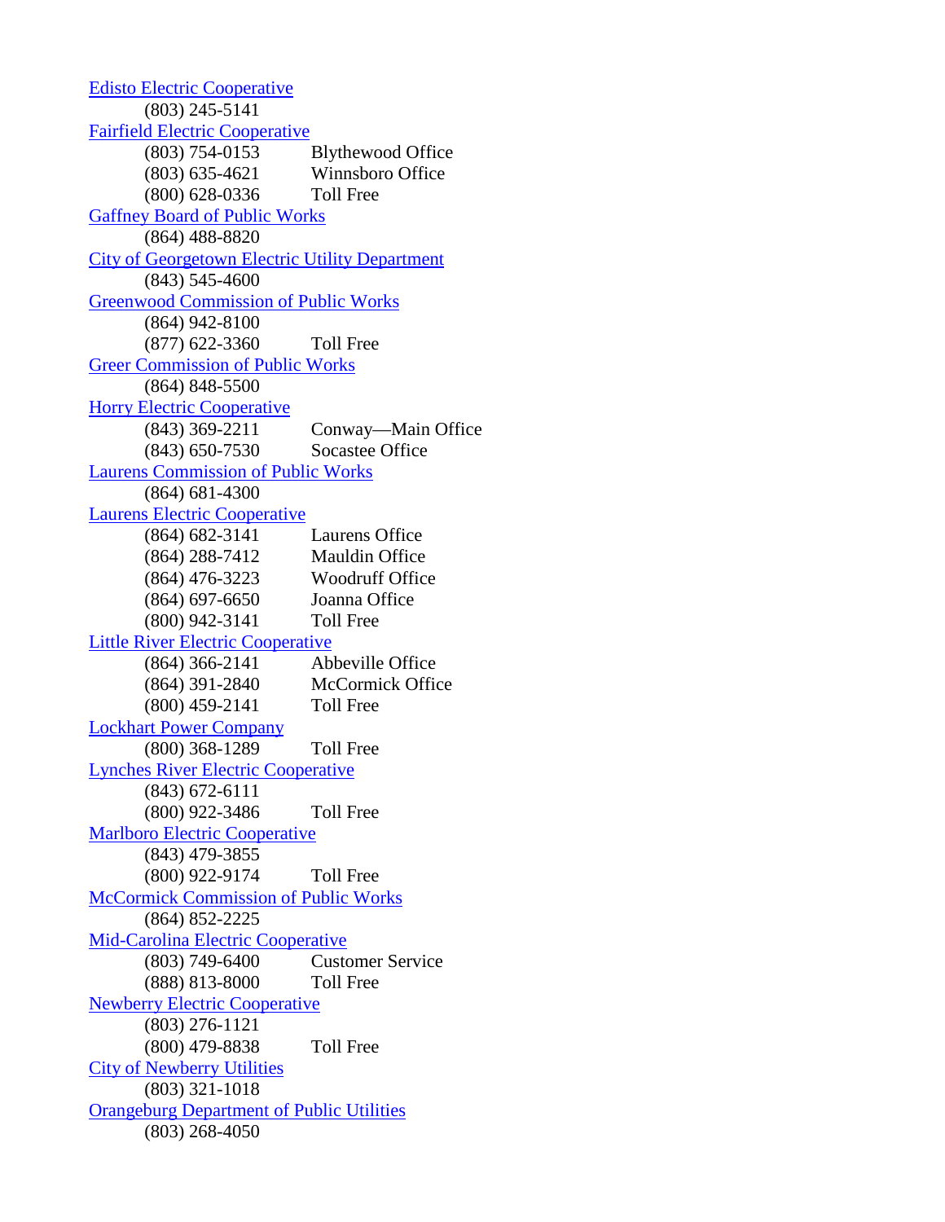[Edisto Electric Cooperative]

(803) 245-5141

[Fairfield Electric Cooperative]

(803) 754-0153 Blythewood Office
(803) 635-4621 Winnsboro Office
(800) 628-0336 Toll Free

[Gaffney Board of Public Works]

(864) 488-8820

[City of Georgetown Electric Utility Department]

(843) 545-4600

[Greenwood Commission of Public Works]

(864) 942-8100
(877) 622-3360 Toll Free

[Greer Commission of Public Works]

(864) 848-5500

[Horry Electric Cooperative]

(843) 369-2211 Conway—Main Office
(843) 650-7530 Socastee Office

[Laurens Commission of Public Works]

(864) 681-4300

[Laurens Electric Cooperative]

(864) 682-3141 Laurens Office
(864) 288-7412 Mauldin Office
(864) 476-3223 Woodruff Office
(864) 697-6650 Joanna Office
(800) 942-3141 Toll Free

[Little River Electric Cooperative]

(864) 366-2141 Abbeville Office
(864) 391-2840 McCormick Office
(800) 459-2141 Toll Free

[Lockhart Power Company]

(800) 368-1289 Toll Free

[Lynches River Electric Cooperative]

(843) 672-6111
(800) 922-3486 Toll Free

[Marlboro Electric Cooperative]

(843) 479-3855
(800) 922-9174 Toll Free

[McCormick Commission of Public Works]

(864) 852-2225

[Mid-Carolina Electric Cooperative]

(803) 749-6400 Customer Service
(888) 813-8000 Toll Free

[Newberry Electric Cooperative]

(803) 276-1121
(800) 479-8838 Toll Free

[City of Newberry Utilities]

(803) 321-1018

[Orangeburg Department of Public Utilities]

(803) 268-4050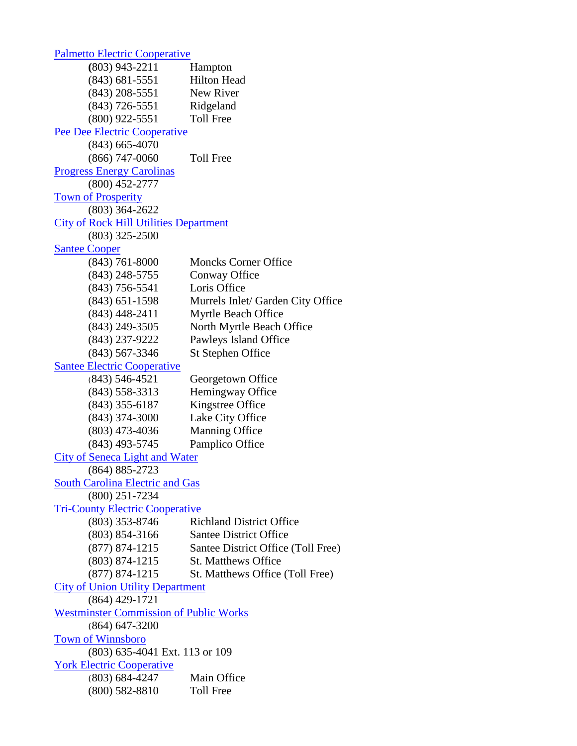Palmetto Electric Cooperative

| | |
|---|---|
| (803) 943-2211 | Hampton |
| (843) 681-5551 | Hilton Head |
| (843) 208-5551 | New River |
| (843) 726-5551 | Ridgeland |
| (800) 922-5551 | Toll Free |

Pee Dee Electric Cooperative

| | |
|---|---|
| (843) 665-4070 | |
| (866) 747-0060 | Toll Free |

Progress Energy Carolinas

(800) 452-2777

Town of Prosperity

(803) 364-2622

City of Rock Hill Utilities Department

(803) 325-2500

Santee Cooper

| | |
|---|---|
| (843) 761-8000 | Moncks Corner Office |
| (843) 248-5755 | Conway Office |
| (843) 756-5541 | Loris Office |
| (843) 651-1598 | Murrels Inlet/ Garden City Office |
| (843) 448-2411 | Myrtle Beach Office |
| (843) 249-3505 | North Myrtle Beach Office |
| (843) 237-9222 | Pawleys Island Office |
| (843) 567-3346 | St Stephen Office |

Santee Electric Cooperative

| | |
|---|---|
| (843) 546-4521 | Georgetown Office |
| (843) 558-3313 | Hemingway Office |
| (843) 355-6187 | Kingstree Office |
| (843) 374-3000 | Lake City Office |
| (803) 473-4036 | Manning Office |
| (843) 493-5745 | Pamplico Office |

City of Seneca Light and Water

(864) 885-2723

South Carolina Electric and Gas

(800) 251-7234

Tri-County Electric Cooperative

| | |
|---|---|
| (803) 353-8746 | Richland District Office |
| (803) 854-3166 | Santee District Office |
| (877) 874-1215 | Santee District Office (Toll Free) |
| (803) 874-1215 | St. Matthews Office |
| (877) 874-1215 | St. Matthews Office (Toll Free) |

City of Union Utility Department

(864) 429-1721

Westminster Commission of Public Works

(864) 647-3200

Town of Winnsboro

(803) 635-4041 Ext. 113 or 109

York Electric Cooperative

| | |
|---|---|
| (803) 684-4247 | Main Office |
| (800) 582-8810 | Toll Free |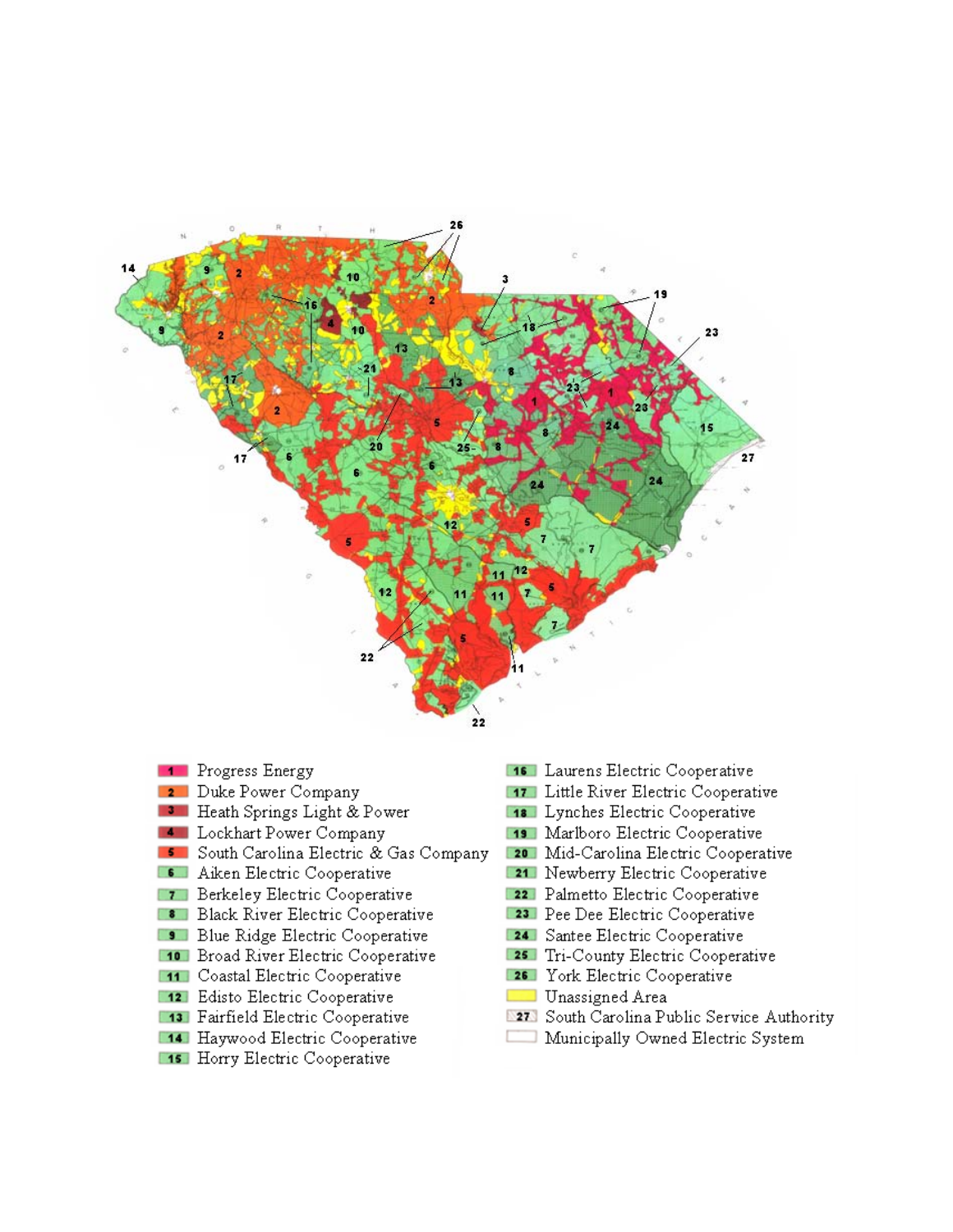1 Progress Energy
2 Duke Power Company
3 Heath Springs Light & Power
4 Lockhart Power Company
5 South Carolina Electric & Gas Company
6 Aiken Electric Cooperative
7 Berkeley Electric Cooperative
8 Black River Electric Cooperative
9 Blue Ridge Electric Cooperative
10 Broad River Electric Cooperative
11 Coastal Electric Cooperative
12 Edisto Electric Cooperative
13 Fairfield Electric Cooperative
14 Haywood Electric Cooperative
15 Horry Electric Cooperative
16 Laurens Electric Cooperative
17 Little River Electric Cooperative
18 Lynches Electric Cooperative
19 Marlboro Electric Cooperative
20 Mid-Carolina Electric Cooperative
21 Newberry Electric Cooperative
22 Palmetto Electric Cooperative
23 Pee Dee Electric Cooperative
24 Santee Electric Cooperative
25 Tri-County Electric Cooperative
26 York Electric Cooperative
Unassigned Area
27 South Carolina Public Service Authority
Municipally Owned Electric System